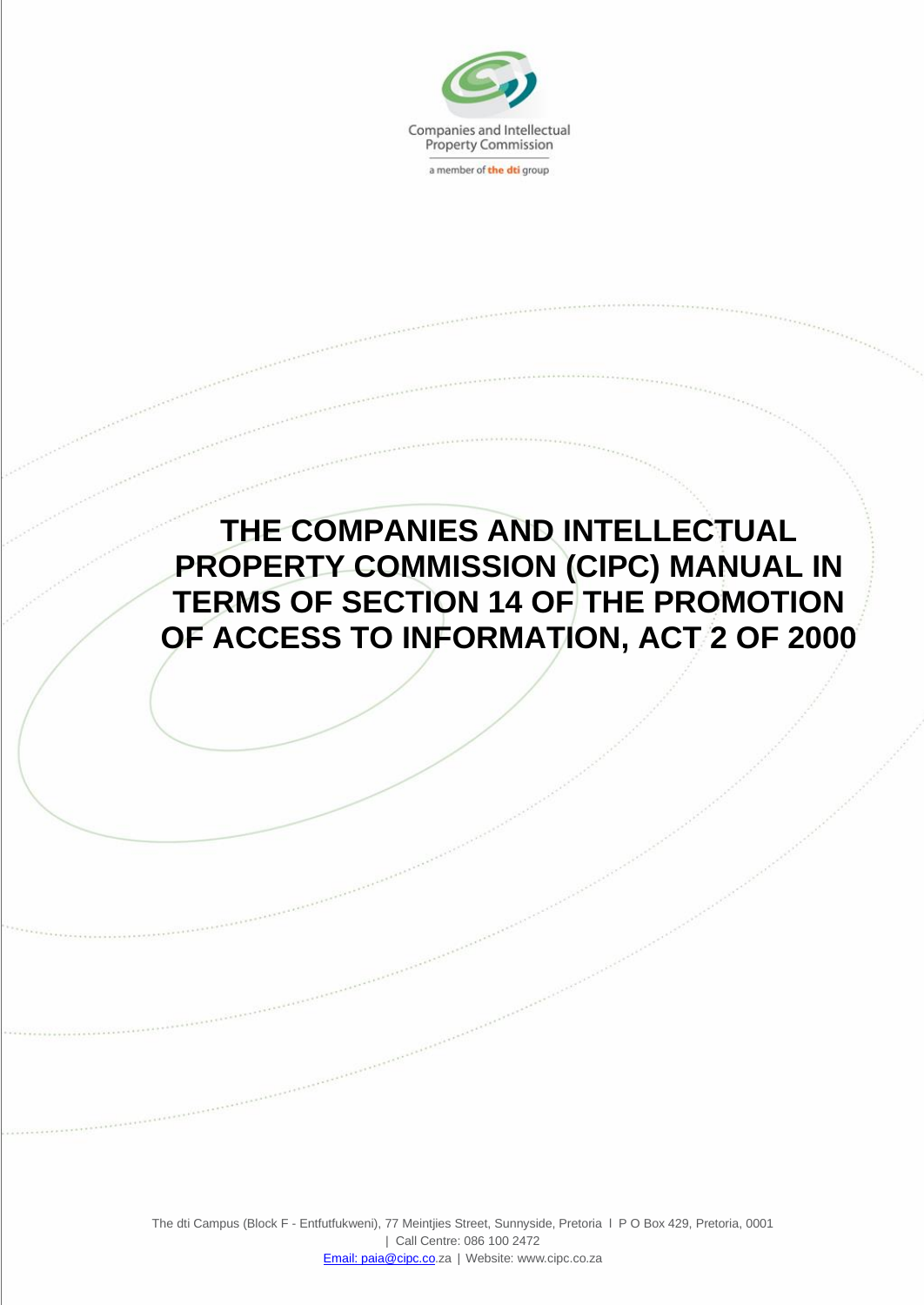Companies and Intellectual Property Commission

a member of the dti group

# THE COMPANIES AND INTELLECTUAL PROPERTY COMMISSION (CIPC) MANUAL IN TERMS OF SECTION 14 OF THE PROMOTION OF ACCESS TO INFORMATION, ACT 2 OF 2000

The dti Campus (Block F - Entfutfukweni), 77 Meintjies Street, Sunnyside, Pretoria I P O Box 429, Pretoria, 0001 | Call Centre: 086 100 2472
Email: paia@cipc.co.za | Website: www.cipc.co.za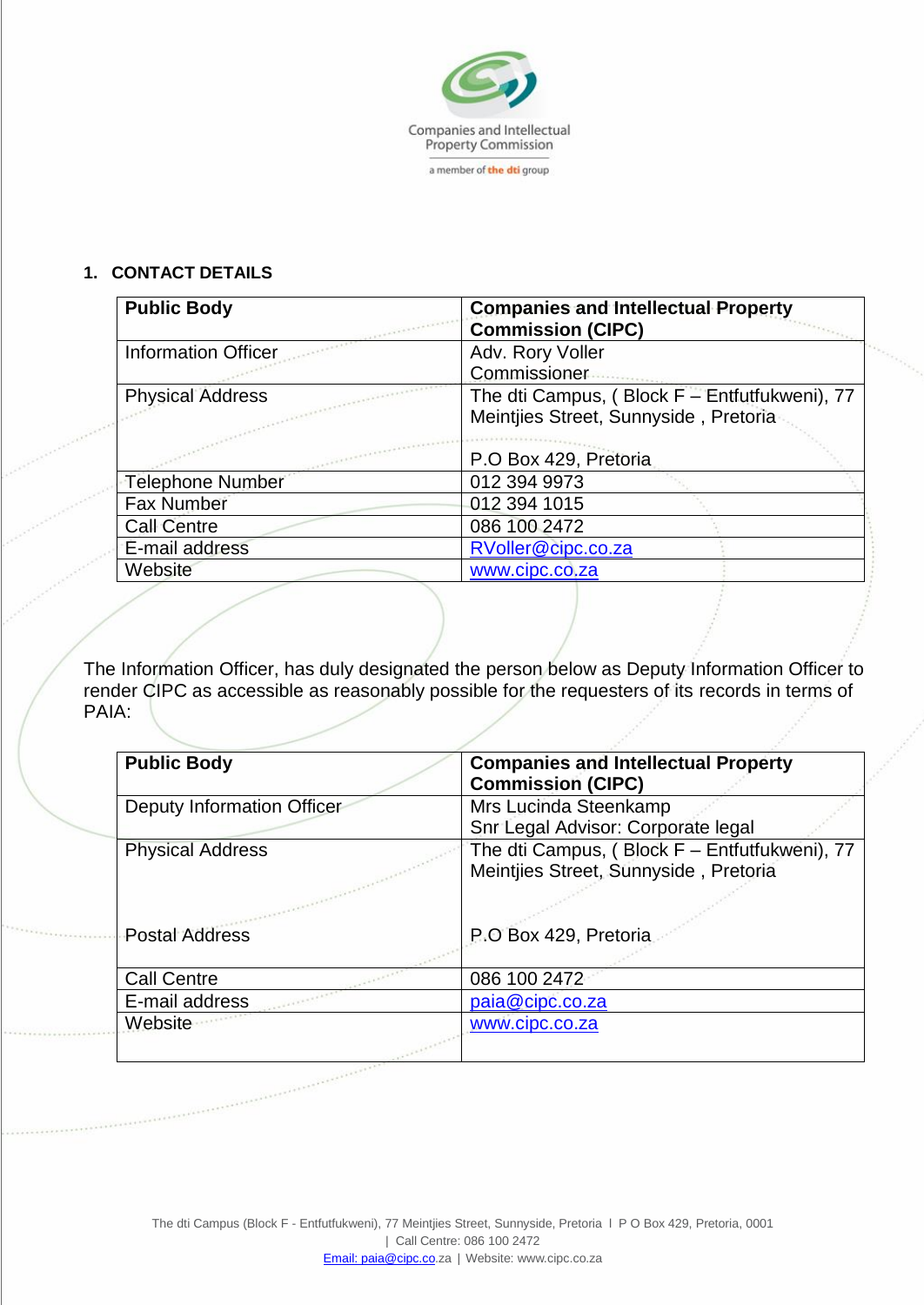Companies and Intellectual Property Commission

a member of the dti group

## 1. CONTACT DETAILS

| **Public Body** | **Companies and Intellectual Property Commission (CIPC)** |
|---|---|
| Information Officer | Adv. Rory Voller<br>Commissioner |
| Physical Address | The dti Campus, ( Block F – Entfutfukweni), 77 Meintjies Street, Sunnyside , Pretoria<br><br>P.O Box 429, Pretoria |
| Telephone Number | 012 394 9973 |
| Fax Number | 012 394 1015 |
| Call Centre | 086 100 2472 |
| E-mail address | RVoller@cipc.co.za |
| Website | www.cipc.co.za |

The Information Officer, has duly designated the person below as Deputy Information Officer to render CIPC as accessible as reasonably possible for the requesters of its records in terms of PAIA:

| **Public Body** | **Companies and Intellectual Property Commission (CIPC)** |
|---|---|
| Deputy Information Officer | Mrs Lucinda Steenkamp<br>Snr Legal Advisor: Corporate legal |
| Physical Address<br><br>Postal Address | The dti Campus, ( Block F – Entfutfukweni), 77 Meintjies Street, Sunnyside , Pretoria<br><br>P.O Box 429, Pretoria |
| Call Centre | 086 100 2472 |
| E-mail address | paia@cipc.co.za |
| Website | www.cipc.co.za |

The dti Campus (Block F - Entfutfukweni), 77 Meintjies Street, Sunnyside, Pretoria I P O Box 429, Pretoria, 0001 | Call Centre: 086 100 2472
Email: paia@cipc.co.za | Website: www.cipc.co.za